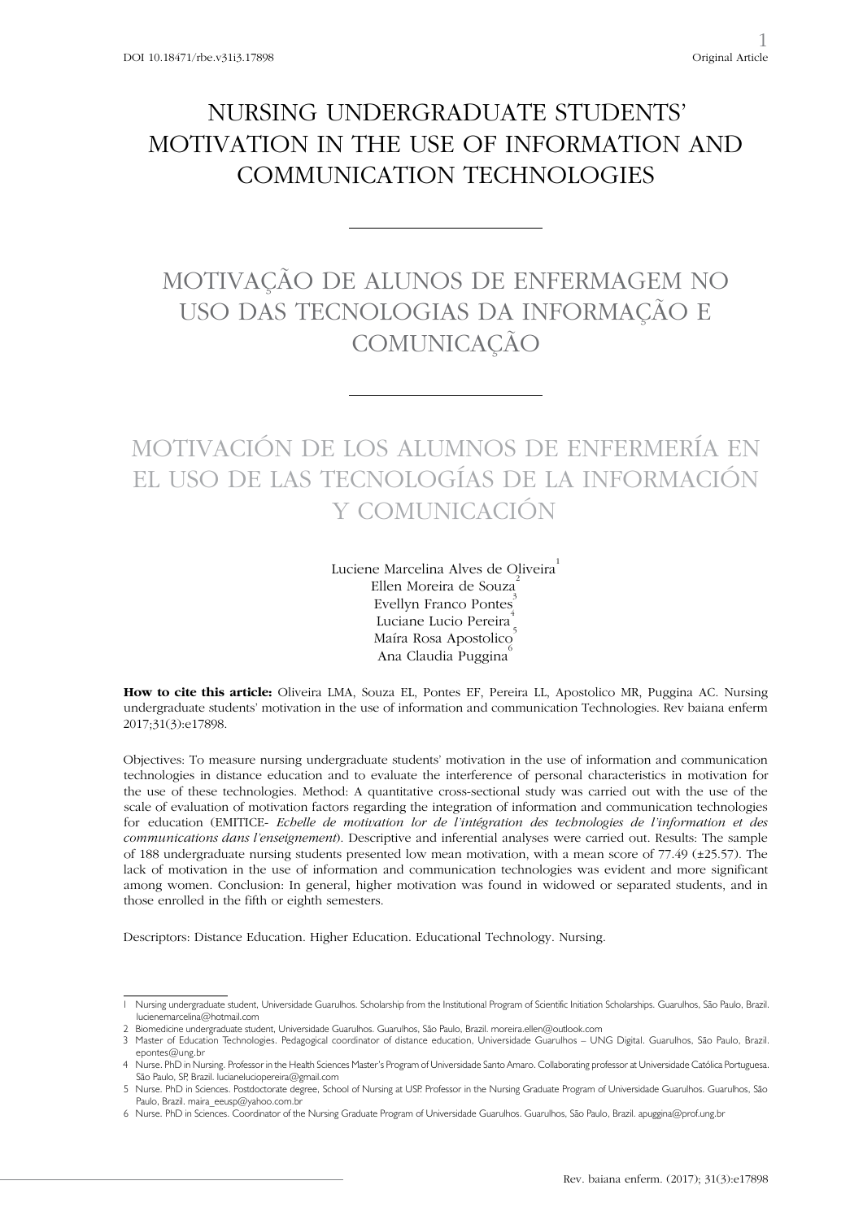DOI 10.18471/rbe.v31i3.17898

Original Article

# NURSING UNDERGRADUATE STUDENTS' MOTIVATION IN THE USE OF INFORMATION AND COMMUNICATION TECHNOLOGIES

# MOTIVAÇÃO DE ALUNOS DE ENFERMAGEM NO USO DAS TECNOLOGIAS DA INFORMAÇÃO E COMUNICAÇÃO

# MOTIVACIÓN DE LOS ALUMNOS DE ENFERMERÍA EN EL USO DE LAS TECNOLOGÍAS DE LA INFORMACIÓN Y COMUNICACIÓN

Luciene Marcelina Alves de Oliveira[1]
Ellen Moreira de Souza[2]
Evellyn Franco Pontes[3]
Luciane Lucio Pereira[4]
Maíra Rosa Apostolico[5]
Ana Claudia Puggina[6]

**How to cite this article:** Oliveira LMA, Souza EL, Pontes EF, Pereira LL, Apostolico MR, Puggina AC. Nursing undergraduate students' motivation in the use of information and communication Technologies. Rev baiana enferm 2017;31(3):e17898.

Objectives: To measure nursing undergraduate students' motivation in the use of information and communication technologies in distance education and to evaluate the interference of personal characteristics in motivation for the use of these technologies. Method: A quantitative cross-sectional study was carried out with the use of the scale of evaluation of motivation factors regarding the integration of information and communication technologies for education (EMITICE- *Echelle de motivation lor de l'intégration des technologies de l'information et des communications dans l'enseignement*). Descriptive and inferential analyses were carried out. Results: The sample of 188 undergraduate nursing students presented low mean motivation, with a mean score of 77.49 (±25.57). The lack of motivation in the use of information and communication technologies was evident and more significant among women. Conclusion: In general, higher motivation was found in widowed or separated students, and in those enrolled in the fifth or eighth semesters.

Descriptors: Distance Education. Higher Education. Educational Technology. Nursing.

---

1 Nursing undergraduate student, Universidade Guarulhos. Scholarship from the Institutional Program of Scientific Initiation Scholarships. Guarulhos, São Paulo, Brazil. lucienemarcelina@hotmail.com

2 Biomedicine undergraduate student, Universidade Guarulhos. Guarulhos, São Paulo, Brazil. moreira.ellen@outlook.com

3 Master of Education Technologies. Pedagogical coordinator of distance education, Universidade Guarulhos – UNG Digital. Guarulhos, São Paulo, Brazil. epontes@ung.br

4 Nurse. PhD in Nursing. Professor in the Health Sciences Master's Program of Universidade Santo Amaro. Collaborating professor at Universidade Católica Portuguesa. São Paulo, SP, Brazil. lucianeluciopereira@gmail.com

5 Nurse. PhD in Sciences. Postdoctorate degree, School of Nursing at USP. Professor in the Nursing Graduate Program of Universidade Guarulhos. Guarulhos, São Paulo, Brazil. maira_eeusp@yahoo.com.br

6 Nurse. PhD in Sciences. Coordinator of the Nursing Graduate Program of Universidade Guarulhos. Guarulhos, São Paulo, Brazil. apuggina@prof.ung.br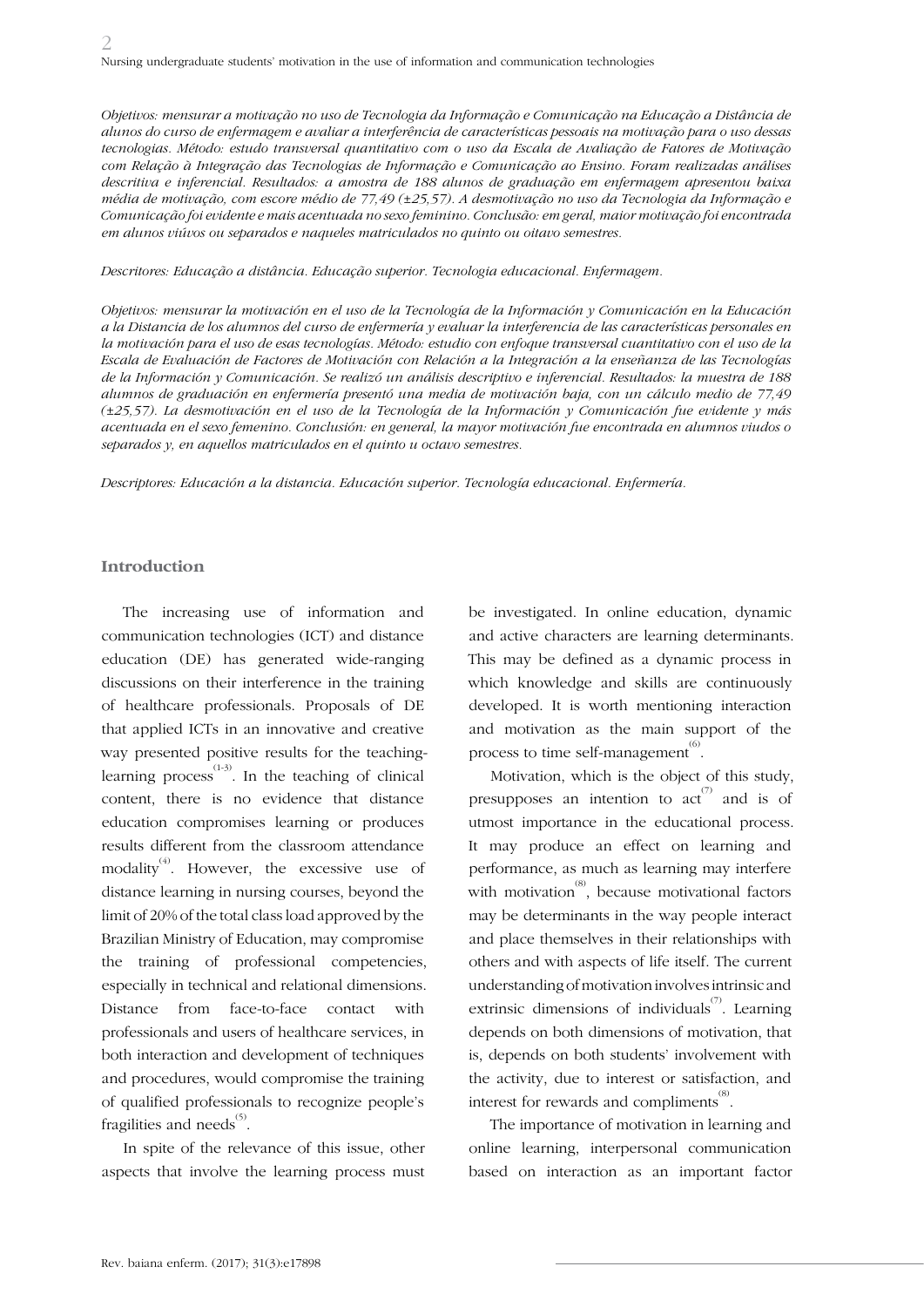*Objetivos: mensurar a motivação no uso de Tecnologia da Informação e Comunicação na Educação a Distância de alunos do curso de enfermagem e avaliar a interferência de características pessoais na motivação para o uso dessas tecnologias. Método: estudo transversal quantitativo com o uso da Escala de Avaliação de Fatores de Motivação com Relação à Integração das Tecnologias de Informação e Comunicação ao Ensino. Foram realizadas análises descritiva e inferencial. Resultados: a amostra de 188 alunos de graduação em enfermagem apresentou baixa média de motivação, com escore médio de 77,49 (±25,57). A desmotivação no uso da Tecnologia da Informação e Comunicação foi evidente e mais acentuada no sexo feminino. Conclusão: em geral, maior motivação foi encontrada em alunos viúvos ou separados e naqueles matriculados no quinto ou oitavo semestres.*

*Descritores: Educação a distância. Educação superior. Tecnologia educacional. Enfermagem.*

*Objetivos: mensurar la motivación en el uso de la Tecnología de la Información y Comunicación en la Educación a la Distancia de los alumnos del curso de enfermería y evaluar la interferencia de las características personales en la motivación para el uso de esas tecnologías. Método: estudio con enfoque transversal cuantitativo con el uso de la Escala de Evaluación de Factores de Motivación con Relación a la Integración a la enseñanza de las Tecnologías de la Información y Comunicación. Se realizó un análisis descriptivo e inferencial. Resultados: la muestra de 188 alumnos de graduación en enfermería presentó una media de motivación baja, con un cálculo medio de 77,49 (±25,57). La desmotivación en el uso de la Tecnología de la Información y Comunicación fue evidente y más acentuada en el sexo femenino. Conclusión: en general, la mayor motivación fue encontrada en alumnos viudos o separados y, en aquellos matriculados en el quinto u octavo semestres.*

*Descriptores: Educación a la distancia. Educación superior. Tecnología educacional. Enfermería.*

## Introduction

The increasing use of information and communication technologies (ICT) and distance education (DE) has generated wide-ranging discussions on their interference in the training of healthcare professionals. Proposals of DE that applied ICTs in an innovative and creative way presented positive results for the teaching-learning process[1-3]. In the teaching of clinical content, there is no evidence that distance education compromises learning or produces results different from the classroom attendance modality[4]. However, the excessive use of distance learning in nursing courses, beyond the limit of 20% of the total class load approved by the Brazilian Ministry of Education, may compromise the training of professional competencies, especially in technical and relational dimensions. Distance from face-to-face contact with professionals and users of healthcare services, in both interaction and development of techniques and procedures, would compromise the training of qualified professionals to recognize people's fragilities and needs[5].

In spite of the relevance of this issue, other aspects that involve the learning process must be investigated. In online education, dynamic and active characters are learning determinants. This may be defined as a dynamic process in which knowledge and skills are continuously developed. It is worth mentioning interaction and motivation as the main support of the process to time self-management[6].

Motivation, which is the object of this study, presupposes an intention to act[7] and is of utmost importance in the educational process. It may produce an effect on learning and performance, as much as learning may interfere with motivation[8], because motivational factors may be determinants in the way people interact and place themselves in their relationships with others and with aspects of life itself. The current understanding of motivation involves intrinsic and extrinsic dimensions of individuals[7]. Learning depends on both dimensions of motivation, that is, depends on both students' involvement with the activity, due to interest or satisfaction, and interest for rewards and compliments[8].

The importance of motivation in learning and online learning, interpersonal communication based on interaction as an important factor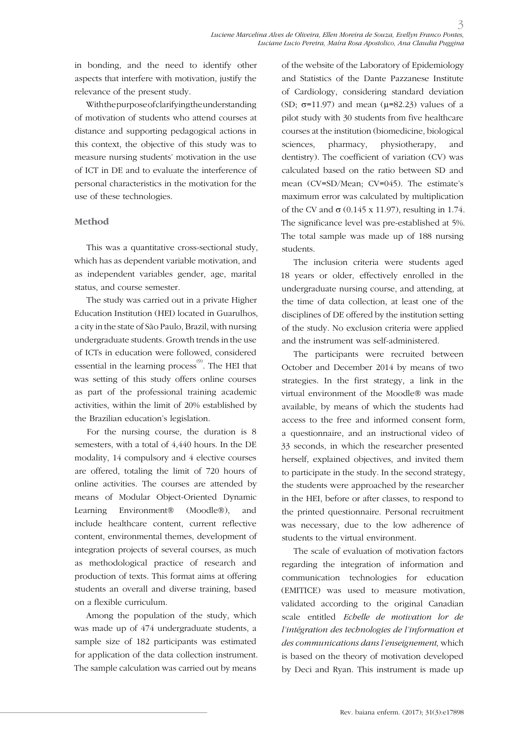in bonding, and the need to identify other aspects that interfere with motivation, justify the relevance of the present study.

With the purpose of clarifying the understanding of motivation of students who attend courses at distance and supporting pedagogical actions in this context, the objective of this study was to measure nursing students' motivation in the use of ICT in DE and to evaluate the interference of personal characteristics in the motivation for the use of these technologies.

## Method

This was a quantitative cross-sectional study, which has as dependent variable motivation, and as independent variables gender, age, marital status, and course semester.

The study was carried out in a private Higher Education Institution (HEI) located in Guarulhos, a city in the state of São Paulo, Brazil, with nursing undergraduate students. Growth trends in the use of ICTs in education were followed, considered essential in the learning process[9]. The HEI that was setting of this study offers online courses as part of the professional training academic activities, within the limit of 20% established by the Brazilian education's legislation.

For the nursing course, the duration is 8 semesters, with a total of 4,440 hours. In the DE modality, 14 compulsory and 4 elective courses are offered, totaling the limit of 720 hours of online activities. The courses are attended by means of Modular Object-Oriented Dynamic Learning Environment® (Moodle®), and include healthcare content, current reflective content, environmental themes, development of integration projects of several courses, as much as methodological practice of research and production of texts. This format aims at offering students an overall and diverse training, based on a flexible curriculum.

Among the population of the study, which was made up of 474 undergraduate students, a sample size of 182 participants was estimated for application of the data collection instrument. The sample calculation was carried out by means of the website of the Laboratory of Epidemiology and Statistics of the Dante Pazzanese Institute of Cardiology, considering standard deviation (SD; $\sigma$=11.97) and mean ($\mu$=82.23) values of a pilot study with 30 students from five healthcare courses at the institution (biomedicine, biological sciences, pharmacy, physiotherapy, and dentistry). The coefficient of variation (CV) was calculated based on the ratio between SD and mean (CV=SD/Mean; CV=045). The estimate's maximum error was calculated by multiplication of the CV and $\sigma$ (0.145 x 11.97), resulting in 1.74. The significance level was pre-established at 5%. The total sample was made up of 188 nursing students.

The inclusion criteria were students aged 18 years or older, effectively enrolled in the undergraduate nursing course, and attending, at the time of data collection, at least one of the disciplines of DE offered by the institution setting of the study. No exclusion criteria were applied and the instrument was self-administered.

The participants were recruited between October and December 2014 by means of two strategies. In the first strategy, a link in the virtual environment of the Moodle® was made available, by means of which the students had access to the free and informed consent form, a questionnaire, and an instructional video of 33 seconds, in which the researcher presented herself, explained objectives, and invited them to participate in the study. In the second strategy, the students were approached by the researcher in the HEI, before or after classes, to respond to the printed questionnaire. Personal recruitment was necessary, due to the low adherence of students to the virtual environment.

The scale of evaluation of motivation factors regarding the integration of information and communication technologies for education (EMITICE) was used to measure motivation, validated according to the original Canadian scale entitled *Echelle de motivation lor de l'intégration des technologies de l'information et des communications dans l'enseignement*, which is based on the theory of motivation developed by Deci and Ryan. This instrument is made up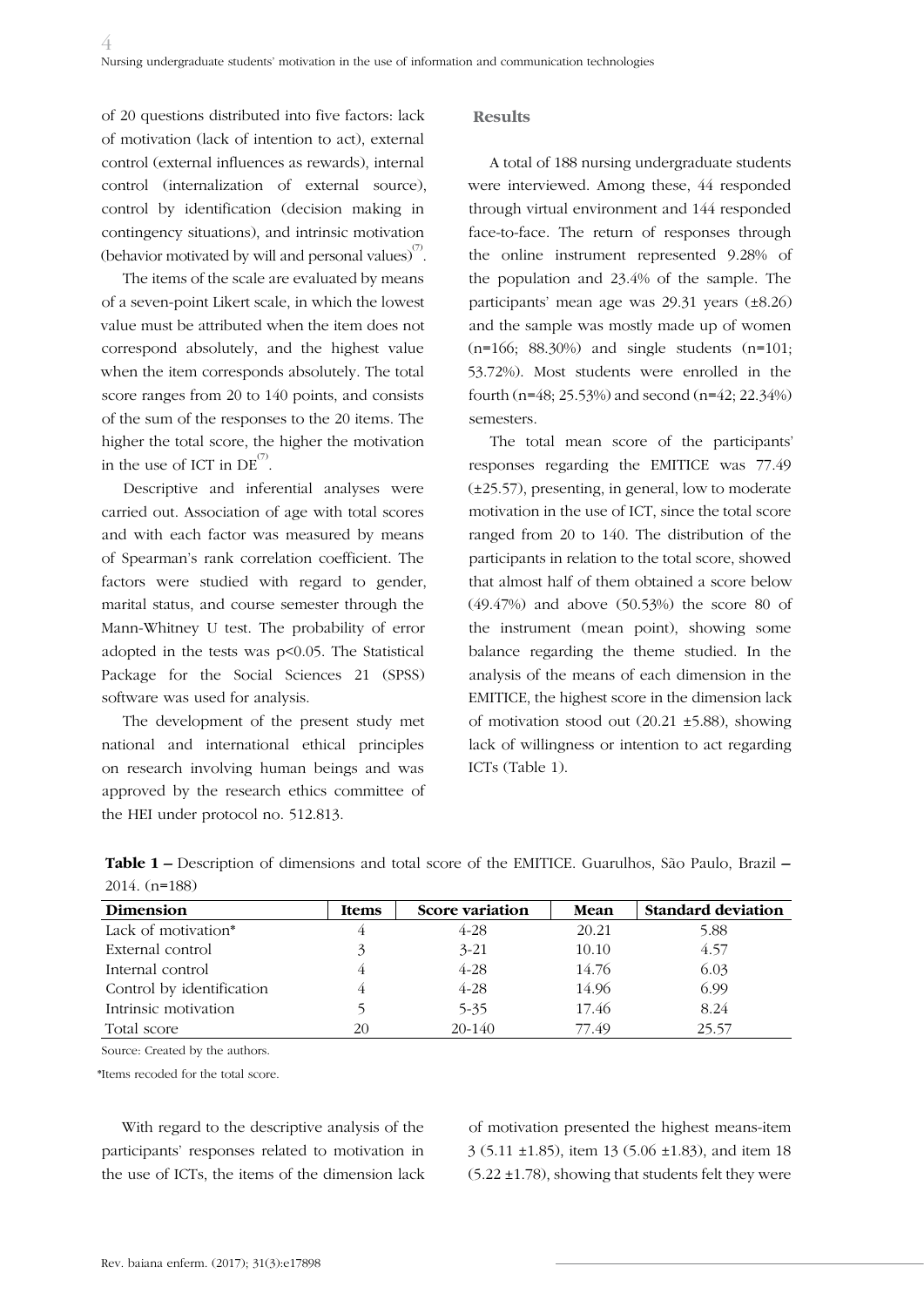of 20 questions distributed into five factors: lack of motivation (lack of intention to act), external control (external influences as rewards), internal control (internalization of external source), control by identification (decision making in contingency situations), and intrinsic motivation (behavior motivated by will and personal values)[7].

The items of the scale are evaluated by means of a seven-point Likert scale, in which the lowest value must be attributed when the item does not correspond absolutely, and the highest value when the item corresponds absolutely. The total score ranges from 20 to 140 points, and consists of the sum of the responses to the 20 items. The higher the total score, the higher the motivation in the use of ICT in DE[7].

Descriptive and inferential analyses were carried out. Association of age with total scores and with each factor was measured by means of Spearman's rank correlation coefficient. The factors were studied with regard to gender, marital status, and course semester through the Mann-Whitney U test. The probability of error adopted in the tests was $p<0.05$. The Statistical Package for the Social Sciences 21 (SPSS) software was used for analysis.

The development of the present study met national and international ethical principles on research involving human beings and was approved by the research ethics committee of the HEI under protocol no. 512.813.

## Results

A total of 188 nursing undergraduate students were interviewed. Among these, 44 responded through virtual environment and 144 responded face-to-face. The return of responses through the online instrument represented 9.28% of the population and 23.4% of the sample. The participants' mean age was 29.31 years (±8.26) and the sample was mostly made up of women (n=166; 88.30%) and single students (n=101; 53.72%). Most students were enrolled in the fourth (n=48; 25.53%) and second (n=42; 22.34%) semesters.

The total mean score of the participants' responses regarding the EMITICE was 77.49 (±25.57), presenting, in general, low to moderate motivation in the use of ICT, since the total score ranged from 20 to 140. The distribution of the participants in relation to the total score, showed that almost half of them obtained a score below (49.47%) and above (50.53%) the score 80 of the instrument (mean point), showing some balance regarding the theme studied. In the analysis of the means of each dimension in the EMITICE, the highest score in the dimension lack of motivation stood out (20.21 ±5.88), showing lack of willingness or intention to act regarding ICTs (Table 1).

**Table 1 –** Description of dimensions and total score of the EMITICE. Guarulhos, São Paulo, Brazil – 2014. (n=188)

| Dimension | Items | Score variation | Mean | Standard deviation |
|---|---|---|---|---|
| Lack of motivation* | 4 | 4-28 | 20.21 | 5.88 |
| External control | 3 | 3-21 | 10.10 | 4.57 |
| Internal control | 4 | 4-28 | 14.76 | 6.03 |
| Control by identification | 4 | 4-28 | 14.96 | 6.99 |
| Intrinsic motivation | 5 | 5-35 | 17.46 | 8.24 |
| Total score | 20 | 20-140 | 77.49 | 25.57 |

Source: Created by the authors.

*Items recoded for the total score.

With regard to the descriptive analysis of the participants' responses related to motivation in the use of ICTs, the items of the dimension lack of motivation presented the highest means-item 3 (5.11 ±1.85), item 13 (5.06 ±1.83), and item 18 (5.22 ±1.78), showing that students felt they were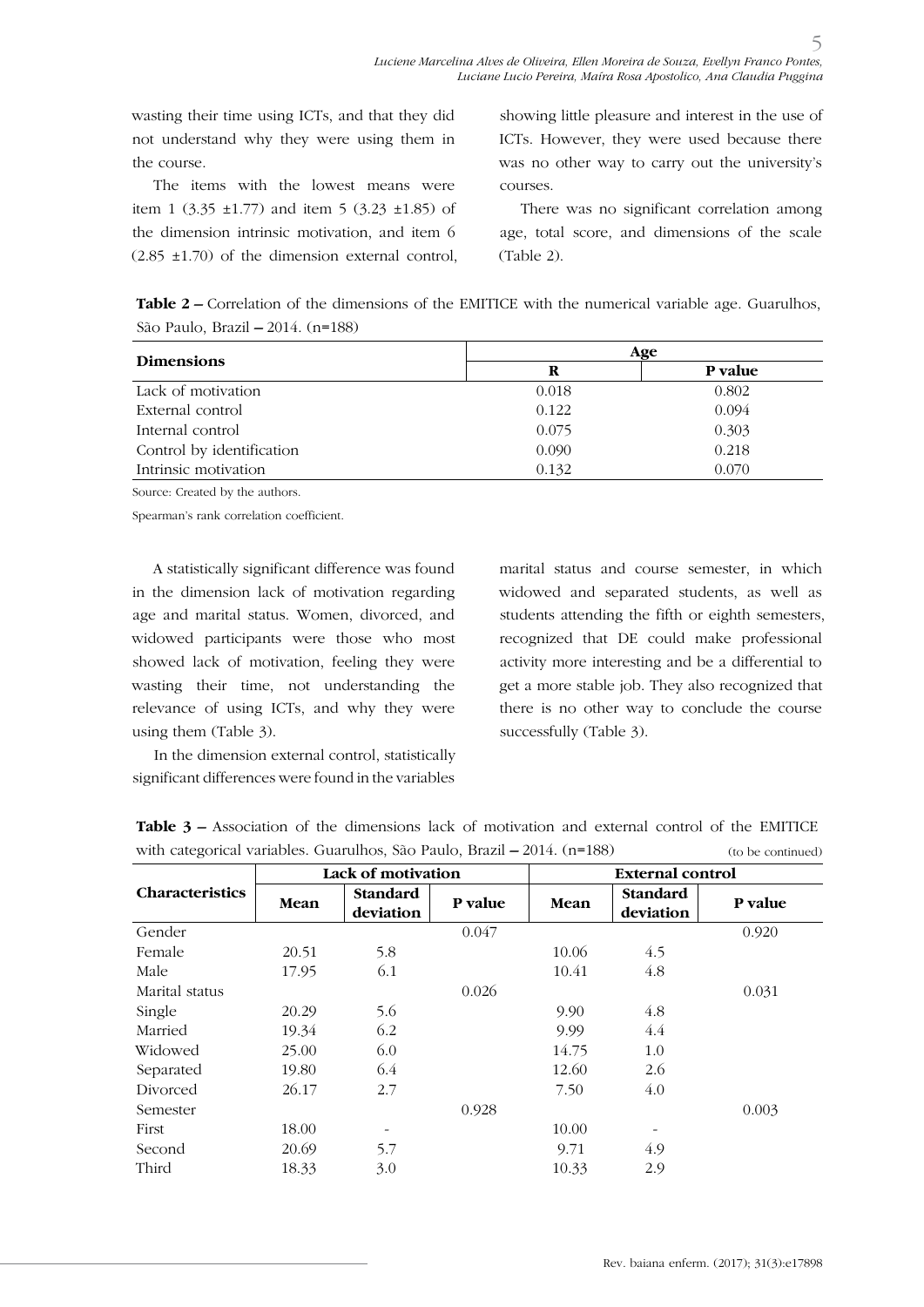wasting their time using ICTs, and that they did not understand why they were using them in the course.

The items with the lowest means were item 1 (3.35 ±1.77) and item 5 (3.23 ±1.85) of the dimension intrinsic motivation, and item 6 (2.85 ±1.70) of the dimension external control, showing little pleasure and interest in the use of ICTs. However, they were used because there was no other way to carry out the university's courses.

There was no significant correlation among age, total score, and dimensions of the scale (Table 2).

**Table 2 –** Correlation of the dimensions of the EMITICE with the numerical variable age. Guarulhos, São Paulo, Brazil – 2014. (n=188)

| Dimensions | Age | |
|---|---|---|
| | **R** | **P value** |
| Lack of motivation | 0.018 | 0.802 |
| External control | 0.122 | 0.094 |
| Internal control | 0.075 | 0.303 |
| Control by identification | 0.090 | 0.218 |
| Intrinsic motivation | 0.132 | 0.070 |

Source: Created by the authors.

Spearman's rank correlation coefficient.

A statistically significant difference was found in the dimension lack of motivation regarding age and marital status. Women, divorced, and widowed participants were those who most showed lack of motivation, feeling they were wasting their time, not understanding the relevance of using ICTs, and why they were using them (Table 3).

In the dimension external control, statistically significant differences were found in the variables marital status and course semester, in which widowed and separated students, as well as students attending the fifth or eighth semesters, recognized that DE could make professional activity more interesting and be a differential to get a more stable job. They also recognized that there is no other way to conclude the course successfully (Table 3).

**Table 3 –** Association of the dimensions lack of motivation and external control of the EMITICE with categorical variables. Guarulhos, São Paulo, Brazil – 2014. (n=188) (to be continued)

| Characteristics | Lack of motivation | | | External control | | |
|---|---|---|---|---|---|---|
| | **Mean** | **Standard deviation** | **P value** | **Mean** | **Standard deviation** | **P value** |
| Gender | | | 0.047 | | | 0.920 |
| Female | 20.51 | 5.8 | | 10.06 | 4.5 | |
| Male | 17.95 | 6.1 | | 10.41 | 4.8 | |
| Marital status | | | 0.026 | | | 0.031 |
| Single | 20.29 | 5.6 | | 9.90 | 4.8 | |
| Married | 19.34 | 6.2 | | 9.99 | 4.4 | |
| Widowed | 25.00 | 6.0 | | 14.75 | 1.0 | |
| Separated | 19.80 | 6.4 | | 12.60 | 2.6 | |
| Divorced | 26.17 | 2.7 | | 7.50 | 4.0 | |
| Semester | | | 0.928 | | | 0.003 |
| First | 18.00 | - | | 10.00 | - | |
| Second | 20.69 | 5.7 | | 9.71 | 4.9 | |
| Third | 18.33 | 3.0 | | 10.33 | 2.9 | |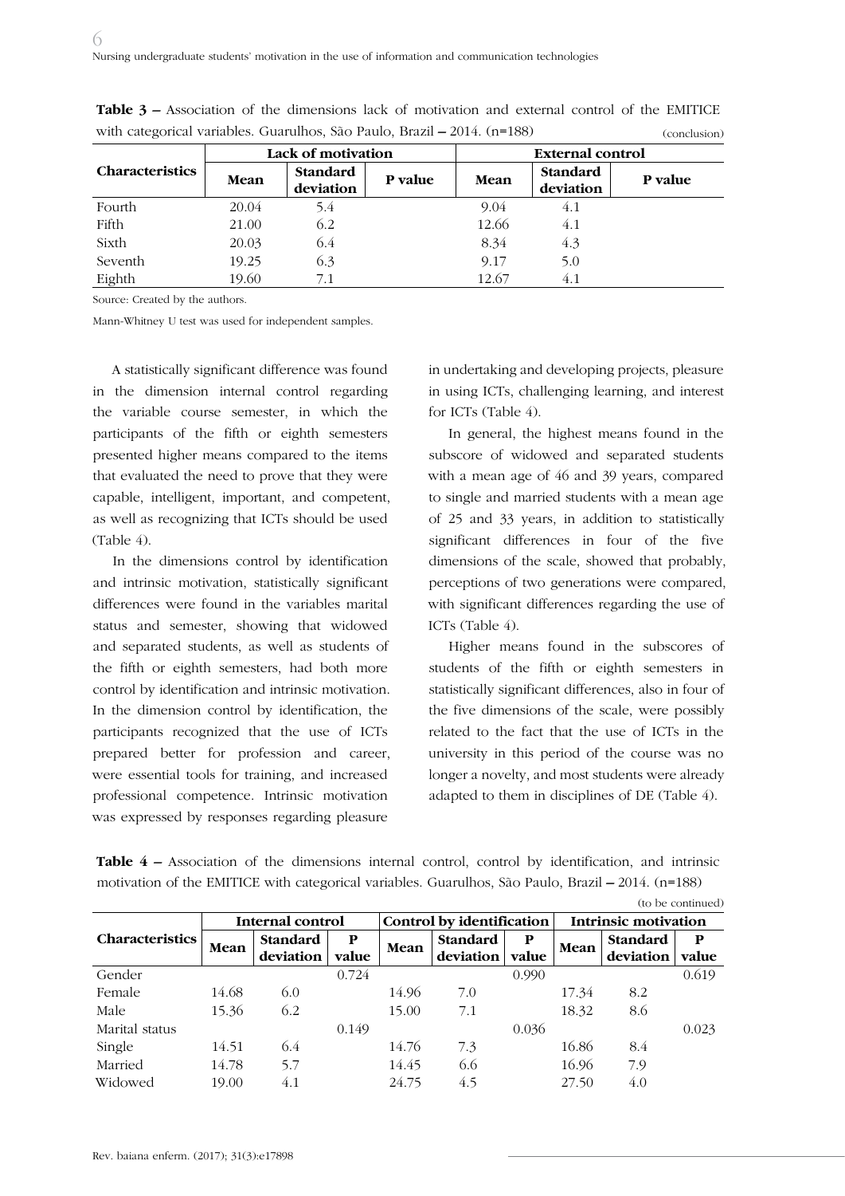**Table 3 –** Association of the dimensions lack of motivation and external control of the EMITICE with categorical variables. Guarulhos, São Paulo, Brazil – 2014. (n=188)

(conclusion)

| Characteristics | Lack of motivation | | | External control | | |
|---|---|---|---|---|---|---|
| | Mean | Standard deviation | P value | Mean | Standard deviation | P value |
| Fourth | 20.04 | 5.4 | | 9.04 | 4.1 | |
| Fifth | 21.00 | 6.2 | | 12.66 | 4.1 | |
| Sixth | 20.03 | 6.4 | | 8.34 | 4.3 | |
| Seventh | 19.25 | 6.3 | | 9.17 | 5.0 | |
| Eighth | 19.60 | 7.1 | | 12.67 | 4.1 | |

Source: Created by the authors.

Mann-Whitney U test was used for independent samples.

A statistically significant difference was found in the dimension internal control regarding the variable course semester, in which the participants of the fifth or eighth semesters presented higher means compared to the items that evaluated the need to prove that they were capable, intelligent, important, and competent, as well as recognizing that ICTs should be used (Table 4).

In the dimensions control by identification and intrinsic motivation, statistically significant differences were found in the variables marital status and semester, showing that widowed and separated students, as well as students of the fifth or eighth semesters, had both more control by identification and intrinsic motivation. In the dimension control by identification, the participants recognized that the use of ICTs prepared better for profession and career, were essential tools for training, and increased professional competence. Intrinsic motivation was expressed by responses regarding pleasure in undertaking and developing projects, pleasure in using ICTs, challenging learning, and interest for ICTs (Table 4).

In general, the highest means found in the subscore of widowed and separated students with a mean age of 46 and 39 years, compared to single and married students with a mean age of 25 and 33 years, in addition to statistically significant differences in four of the five dimensions of the scale, showed that probably, perceptions of two generations were compared, with significant differences regarding the use of ICTs (Table 4).

Higher means found in the subscores of students of the fifth or eighth semesters in statistically significant differences, also in four of the five dimensions of the scale, were possibly related to the fact that the use of ICTs in the university in this period of the course was no longer a novelty, and most students were already adapted to them in disciplines of DE (Table 4).

**Table 4 –** Association of the dimensions internal control, control by identification, and intrinsic motivation of the EMITICE with categorical variables. Guarulhos, São Paulo, Brazil – 2014. (n=188)

(to be continued)

| Characteristics | Internal control | | | Control by identification | | | Intrinsic motivation | | |
|---|---|---|---|---|---|---|---|---|---|
| | Mean | Standard deviation | P value | Mean | Standard deviation | P value | Mean | Standard deviation | P value |
| Gender | | | 0.724 | | | 0.990 | | | 0.619 |
| Female | 14.68 | 6.0 | | 14.96 | 7.0 | | 17.34 | 8.2 | |
| Male | 15.36 | 6.2 | | 15.00 | 7.1 | | 18.32 | 8.6 | |
| Marital status | | | 0.149 | | | 0.036 | | | 0.023 |
| Single | 14.51 | 6.4 | | 14.76 | 7.3 | | 16.86 | 8.4 | |
| Married | 14.78 | 5.7 | | 14.45 | 6.6 | | 16.96 | 7.9 | |
| Widowed | 19.00 | 4.1 | | 24.75 | 4.5 | | 27.50 | 4.0 | |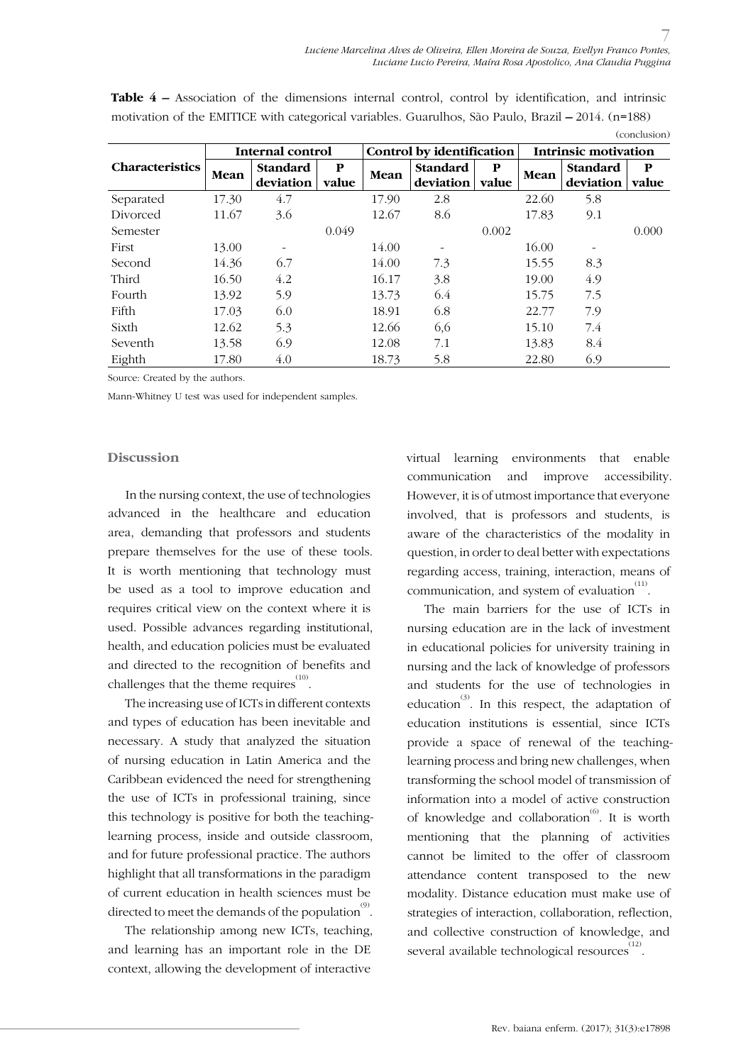**Table 4 –** Association of the dimensions internal control, control by identification, and intrinsic motivation of the EMITICE with categorical variables. Guarulhos, São Paulo, Brazil – 2014. (n=188)

(conclusion)

| Characteristics | Internal control | | | Control by identification | | | Intrinsic motivation | | |
|---|---|---|---|---|---|---|---|---|---|
| | Mean | Standard deviation | P value | Mean | Standard deviation | P value | Mean | Standard deviation | P value |
| Separated | 17.30 | 4.7 | | 17.90 | 2.8 | | 22.60 | 5.8 | |
| Divorced | 11.67 | 3.6 | | 12.67 | 8.6 | | 17.83 | 9.1 | |
| Semester | | | 0.049 | | | 0.002 | | | 0.000 |
| First | 13.00 | - | | 14.00 | - | | 16.00 | - | |
| Second | 14.36 | 6.7 | | 14.00 | 7.3 | | 15.55 | 8.3 | |
| Third | 16.50 | 4.2 | | 16.17 | 3.8 | | 19.00 | 4.9 | |
| Fourth | 13.92 | 5.9 | | 13.73 | 6.4 | | 15.75 | 7.5 | |
| Fifth | 17.03 | 6.0 | | 18.91 | 6.8 | | 22.77 | 7.9 | |
| Sixth | 12.62 | 5.3 | | 12.66 | 6,6 | | 15.10 | 7.4 | |
| Seventh | 13.58 | 6.9 | | 12.08 | 7.1 | | 13.83 | 8.4 | |
| Eighth | 17.80 | 4.0 | | 18.73 | 5.8 | | 22.80 | 6.9 | |

Source: Created by the authors.

Mann-Whitney U test was used for independent samples.

## Discussion

In the nursing context, the use of technologies advanced in the healthcare and education area, demanding that professors and students prepare themselves for the use of these tools. It is worth mentioning that technology must be used as a tool to improve education and requires critical view on the context where it is used. Possible advances regarding institutional, health, and education policies must be evaluated and directed to the recognition of benefits and challenges that the theme requires[10].

The increasing use of ICTs in different contexts and types of education has been inevitable and necessary. A study that analyzed the situation of nursing education in Latin America and the Caribbean evidenced the need for strengthening the use of ICTs in professional training, since this technology is positive for both the teaching-learning process, inside and outside classroom, and for future professional practice. The authors highlight that all transformations in the paradigm of current education in health sciences must be directed to meet the demands of the population[9].

The relationship among new ICTs, teaching, and learning has an important role in the DE context, allowing the development of interactive virtual learning environments that enable communication and improve accessibility. However, it is of utmost importance that everyone involved, that is professors and students, is aware of the characteristics of the modality in question, in order to deal better with expectations regarding access, training, interaction, means of communication, and system of evaluation[11].

The main barriers for the use of ICTs in nursing education are in the lack of investment in educational policies for university training in nursing and the lack of knowledge of professors and students for the use of technologies in education[3]. In this respect, the adaptation of education institutions is essential, since ICTs provide a space of renewal of the teaching-learning process and bring new challenges, when transforming the school model of transmission of information into a model of active construction of knowledge and collaboration[6]. It is worth mentioning that the planning of activities cannot be limited to the offer of classroom attendance content transposed to the new modality. Distance education must make use of strategies of interaction, collaboration, reflection, and collective construction of knowledge, and several available technological resources[12].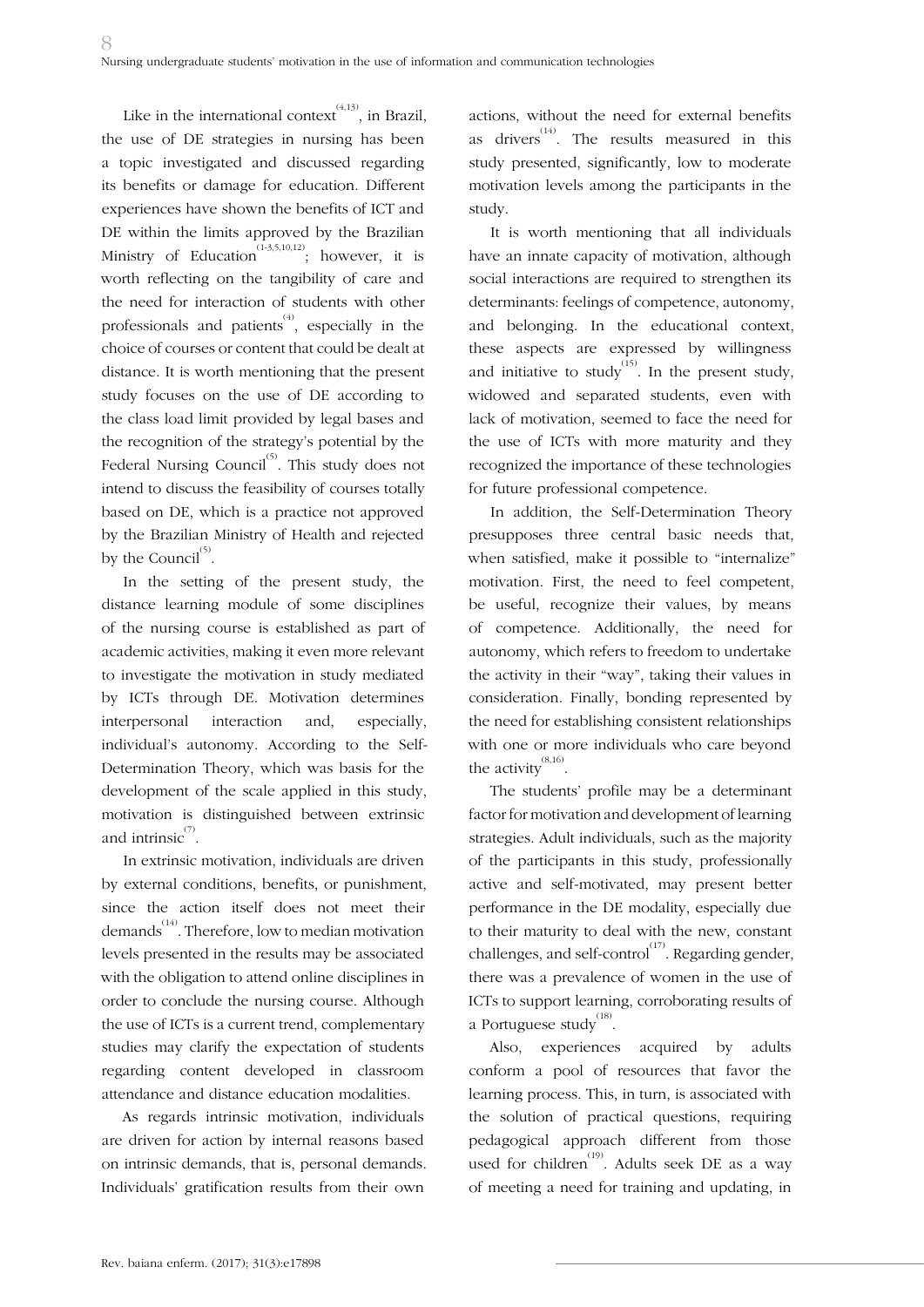Like in the international context[4,13], in Brazil, the use of DE strategies in nursing has been a topic investigated and discussed regarding its benefits or damage for education. Different experiences have shown the benefits of ICT and DE within the limits approved by the Brazilian Ministry of Education[1-3,5,10,12]; however, it is worth reflecting on the tangibility of care and the need for interaction of students with other professionals and patients[4], especially in the choice of courses or content that could be dealt at distance. It is worth mentioning that the present study focuses on the use of DE according to the class load limit provided by legal bases and the recognition of the strategy's potential by the Federal Nursing Council[5]. This study does not intend to discuss the feasibility of courses totally based on DE, which is a practice not approved by the Brazilian Ministry of Health and rejected by the Council[5].

In the setting of the present study, the distance learning module of some disciplines of the nursing course is established as part of academic activities, making it even more relevant to investigate the motivation in study mediated by ICTs through DE. Motivation determines interpersonal interaction and, especially, individual's autonomy. According to the Self-Determination Theory, which was basis for the development of the scale applied in this study, motivation is distinguished between extrinsic and intrinsic[7].

In extrinsic motivation, individuals are driven by external conditions, benefits, or punishment, since the action itself does not meet their demands[14]. Therefore, low to median motivation levels presented in the results may be associated with the obligation to attend online disciplines in order to conclude the nursing course. Although the use of ICTs is a current trend, complementary studies may clarify the expectation of students regarding content developed in classroom attendance and distance education modalities.

As regards intrinsic motivation, individuals are driven for action by internal reasons based on intrinsic demands, that is, personal demands. Individuals' gratification results from their own actions, without the need for external benefits as drivers[14]. The results measured in this study presented, significantly, low to moderate motivation levels among the participants in the study.

It is worth mentioning that all individuals have an innate capacity of motivation, although social interactions are required to strengthen its determinants: feelings of competence, autonomy, and belonging. In the educational context, these aspects are expressed by willingness and initiative to study[15]. In the present study, widowed and separated students, even with lack of motivation, seemed to face the need for the use of ICTs with more maturity and they recognized the importance of these technologies for future professional competence.

In addition, the Self-Determination Theory presupposes three central basic needs that, when satisfied, make it possible to "internalize" motivation. First, the need to feel competent, be useful, recognize their values, by means of competence. Additionally, the need for autonomy, which refers to freedom to undertake the activity in their "way", taking their values in consideration. Finally, bonding represented by the need for establishing consistent relationships with one or more individuals who care beyond the activity[8,16].

The students' profile may be a determinant factor for motivation and development of learning strategies. Adult individuals, such as the majority of the participants in this study, professionally active and self-motivated, may present better performance in the DE modality, especially due to their maturity to deal with the new, constant challenges, and self-control[17]. Regarding gender, there was a prevalence of women in the use of ICTs to support learning, corroborating results of a Portuguese study[18].

Also, experiences acquired by adults conform a pool of resources that favor the learning process. This, in turn, is associated with the solution of practical questions, requiring pedagogical approach different from those used for children[19]. Adults seek DE as a way of meeting a need for training and updating, in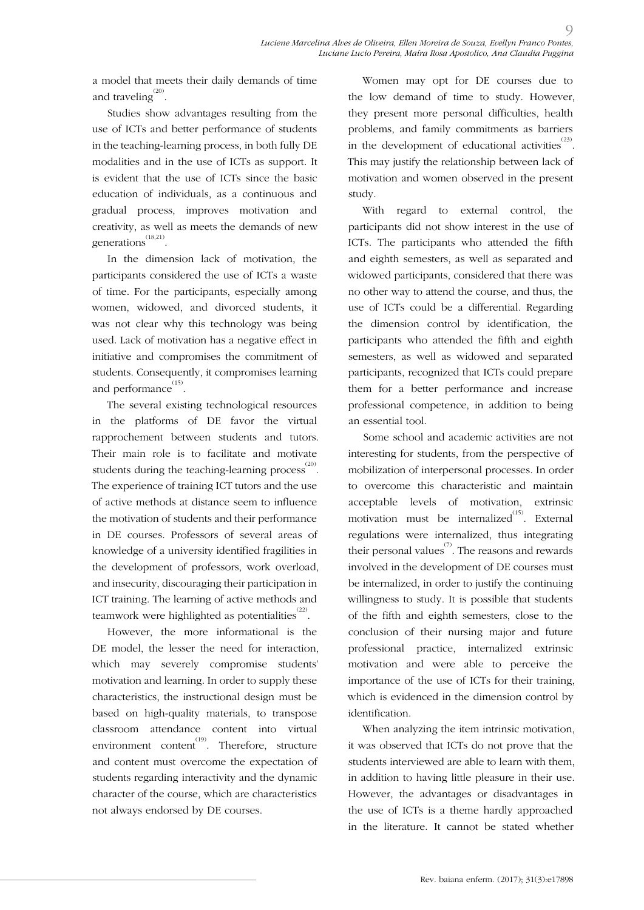a model that meets their daily demands of time and traveling[20].

Studies show advantages resulting from the use of ICTs and better performance of students in the teaching-learning process, in both fully DE modalities and in the use of ICTs as support. It is evident that the use of ICTs since the basic education of individuals, as a continuous and gradual process, improves motivation and creativity, as well as meets the demands of new generations[18,21].

In the dimension lack of motivation, the participants considered the use of ICTs a waste of time. For the participants, especially among women, widowed, and divorced students, it was not clear why this technology was being used. Lack of motivation has a negative effect in initiative and compromises the commitment of students. Consequently, it compromises learning and performance[15].

The several existing technological resources in the platforms of DE favor the virtual rapprochement between students and tutors. Their main role is to facilitate and motivate students during the teaching-learning process[20]. The experience of training ICT tutors and the use of active methods at distance seem to influence the motivation of students and their performance in DE courses. Professors of several areas of knowledge of a university identified fragilities in the development of professors, work overload, and insecurity, discouraging their participation in ICT training. The learning of active methods and teamwork were highlighted as potentialities[22].

However, the more informational is the DE model, the lesser the need for interaction, which may severely compromise students' motivation and learning. In order to supply these characteristics, the instructional design must be based on high-quality materials, to transpose classroom attendance content into virtual environment content[19]. Therefore, structure and content must overcome the expectation of students regarding interactivity and the dynamic character of the course, which are characteristics not always endorsed by DE courses.

Women may opt for DE courses due to the low demand of time to study. However, they present more personal difficulties, health problems, and family commitments as barriers in the development of educational activities[23]. This may justify the relationship between lack of motivation and women observed in the present study.

With regard to external control, the participants did not show interest in the use of ICTs. The participants who attended the fifth and eighth semesters, as well as separated and widowed participants, considered that there was no other way to attend the course, and thus, the use of ICTs could be a differential. Regarding the dimension control by identification, the participants who attended the fifth and eighth semesters, as well as widowed and separated participants, recognized that ICTs could prepare them for a better performance and increase professional competence, in addition to being an essential tool.

Some school and academic activities are not interesting for students, from the perspective of mobilization of interpersonal processes. In order to overcome this characteristic and maintain acceptable levels of motivation, extrinsic motivation must be internalized[15]. External regulations were internalized, thus integrating their personal values[7]. The reasons and rewards involved in the development of DE courses must be internalized, in order to justify the continuing willingness to study. It is possible that students of the fifth and eighth semesters, close to the conclusion of their nursing major and future professional practice, internalized extrinsic motivation and were able to perceive the importance of the use of ICTs for their training, which is evidenced in the dimension control by identification.

When analyzing the item intrinsic motivation, it was observed that ICTs do not prove that the students interviewed are able to learn with them, in addition to having little pleasure in their use. However, the advantages or disadvantages in the use of ICTs is a theme hardly approached in the literature. It cannot be stated whether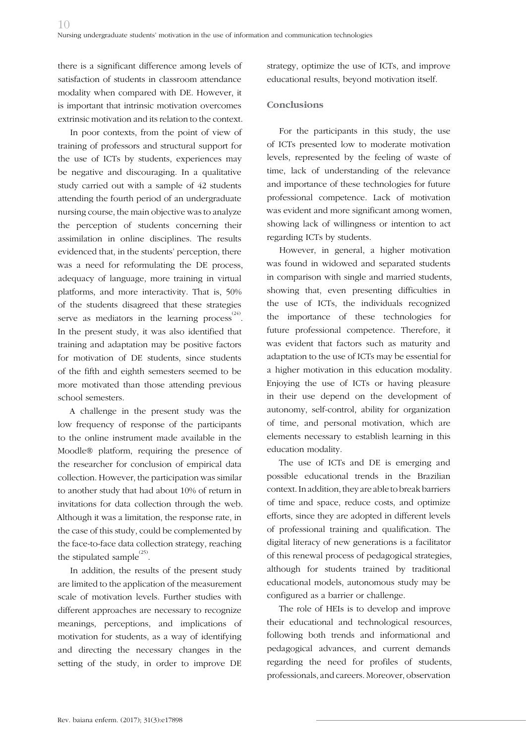there is a significant difference among levels of satisfaction of students in classroom attendance modality when compared with DE. However, it is important that intrinsic motivation overcomes extrinsic motivation and its relation to the context.

In poor contexts, from the point of view of training of professors and structural support for the use of ICTs by students, experiences may be negative and discouraging. In a qualitative study carried out with a sample of 42 students attending the fourth period of an undergraduate nursing course, the main objective was to analyze the perception of students concerning their assimilation in online disciplines. The results evidenced that, in the students' perception, there was a need for reformulating the DE process, adequacy of language, more training in virtual platforms, and more interactivity. That is, 50% of the students disagreed that these strategies serve as mediators in the learning process[24]. In the present study, it was also identified that training and adaptation may be positive factors for motivation of DE students, since students of the fifth and eighth semesters seemed to be more motivated than those attending previous school semesters.

A challenge in the present study was the low frequency of response of the participants to the online instrument made available in the Moodle® platform, requiring the presence of the researcher for conclusion of empirical data collection. However, the participation was similar to another study that had about 10% of return in invitations for data collection through the web. Although it was a limitation, the response rate, in the case of this study, could be complemented by the face-to-face data collection strategy, reaching the stipulated sample[25].

In addition, the results of the present study are limited to the application of the measurement scale of motivation levels. Further studies with different approaches are necessary to recognize meanings, perceptions, and implications of motivation for students, as a way of identifying and directing the necessary changes in the setting of the study, in order to improve DE strategy, optimize the use of ICTs, and improve educational results, beyond motivation itself.

## Conclusions

For the participants in this study, the use of ICTs presented low to moderate motivation levels, represented by the feeling of waste of time, lack of understanding of the relevance and importance of these technologies for future professional competence. Lack of motivation was evident and more significant among women, showing lack of willingness or intention to act regarding ICTs by students.

However, in general, a higher motivation was found in widowed and separated students in comparison with single and married students, showing that, even presenting difficulties in the use of ICTs, the individuals recognized the importance of these technologies for future professional competence. Therefore, it was evident that factors such as maturity and adaptation to the use of ICTs may be essential for a higher motivation in this education modality. Enjoying the use of ICTs or having pleasure in their use depend on the development of autonomy, self-control, ability for organization of time, and personal motivation, which are elements necessary to establish learning in this education modality.

The use of ICTs and DE is emerging and possible educational trends in the Brazilian context. In addition, they are able to break barriers of time and space, reduce costs, and optimize efforts, since they are adopted in different levels of professional training and qualification. The digital literacy of new generations is a facilitator of this renewal process of pedagogical strategies, although for students trained by traditional educational models, autonomous study may be configured as a barrier or challenge.

The role of HEIs is to develop and improve their educational and technological resources, following both trends and informational and pedagogical advances, and current demands regarding the need for profiles of students, professionals, and careers. Moreover, observation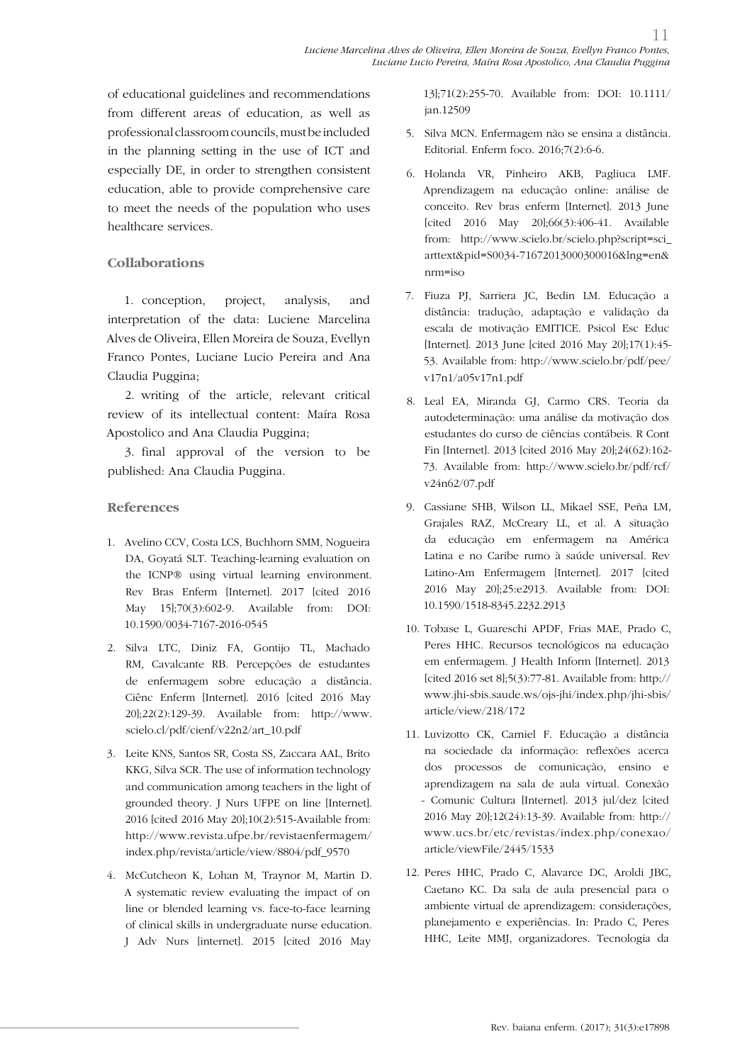of educational guidelines and recommendations from different areas of education, as well as professional classroom councils, must be included in the planning setting in the use of ICT and especially DE, in order to strengthen consistent education, able to provide comprehensive care to meet the needs of the population who uses healthcare services.

## Collaborations

1. conception, project, analysis, and interpretation of the data: Luciene Marcelina Alves de Oliveira, Ellen Moreira de Souza, Evellyn Franco Pontes, Luciane Lucio Pereira and Ana Claudia Puggina;

2. writing of the article, relevant critical review of its intellectual content: Maíra Rosa Apostolico and Ana Claudia Puggina;

3. final approval of the version to be published: Ana Claudia Puggina.

## References

1. Avelino CCV, Costa LCS, Buchhorn SMM, Nogueira DA, Goyatá SLT. Teaching-learning evaluation on the ICNP® using virtual learning environment. Rev Bras Enferm [Internet]. 2017 [cited 2016 May 15];70(3):602-9. Available from: DOI: 10.1590/0034-7167-2016-0545

2. Silva LTC, Diniz FA, Gontijo TL, Machado RM, Cavalcante RB. Percepções de estudantes de enfermagem sobre educação a distância. Ciênc Enferm [Internet]. 2016 [cited 2016 May 20];22(2):129-39. Available from: http://www.scielo.cl/pdf/cienf/v22n2/art_10.pdf

3. Leite KNS, Santos SR, Costa SS, Zaccara AAL, Brito KKG, Silva SCR. The use of information technology and communication among teachers in the light of grounded theory. J Nurs UFPE on line [Internet]. 2016 [cited 2016 May 20];10(2):515-Available from: http://www.revista.ufpe.br/revistaenfermagem/index.php/revista/article/view/8804/pdf_9570

4. McCutcheon K, Lohan M, Traynor M, Martin D. A systematic review evaluating the impact of on line or blended learning vs. face-to-face learning of clinical skills in undergraduate nurse education. J Adv Nurs [internet]. 2015 [cited 2016 May 13];71(2):255-70. Available from: DOI: 10.1111/jan.12509

5. Silva MCN. Enfermagem não se ensina a distância. Editorial. Enferm foco. 2016;7(2):6-6.

6. Holanda VR, Pinheiro AKB, Pagliuca LMF. Aprendizagem na educação online: análise de conceito. Rev bras enferm [Internet]. 2013 June [cited 2016 May 20];66(3):406-41. Available from: http://www.scielo.br/scielo.php?script=sci_arttext&pid=S0034-71672013000300016&lng=en&nrm=iso

7. Fiuza PJ, Sarriera JC, Bedin LM. Educação a distância: tradução, adaptação e validação da escala de motivação EMITICE. Psicol Esc Educ [Internet]. 2013 June [cited 2016 May 20];17(1):45-53. Available from: http://www.scielo.br/pdf/pee/v17n1/a05v17n1.pdf

8. Leal EA, Miranda GJ, Carmo CRS. Teoria da autodeterminação: uma análise da motivação dos estudantes do curso de ciências contábeis. R Cont Fin [Internet]. 2013 [cited 2016 May 20];24(62):162-73. Available from: http://www.scielo.br/pdf/rcf/v24n62/07.pdf

9. Cassiane SHB, Wilson LL, Mikael SSE, Peña LM, Grajales RAZ, McCreary LL, et al. A situação da educação em enfermagem na América Latina e no Caribe rumo à saúde universal. Rev Latino-Am Enfermagem [Internet]. 2017 [cited 2016 May 20];25:e2913. Available from: DOI: 10.1590/1518-8345.2232.2913

10. Tobase L, Guareschi APDF, Frias MAE, Prado C, Peres HHC. Recursos tecnológicos na educação em enfermagem. J Health Inform [Internet]. 2013 [cited 2016 set 8];5(3):77-81. Available from: http://www.jhi-sbis.saude.ws/ojs-jhi/index.php/jhi-sbis/article/view/218/172

11. Luvizotto CK, Carniel F. Educação a distância na sociedade da informação: reflexões acerca dos processos de comunicação, ensino e aprendizagem na sala de aula virtual. Conexão - Comunic Cultura [Internet]. 2013 jul/dez [cited 2016 May 20];12(24):13-39. Available from: http://www.ucs.br/etc/revistas/index.php/conexao/article/viewFile/2445/1533

12. Peres HHC, Prado C, Alavarce DC, Aroldi JBC, Caetano KC. Da sala de aula presencial para o ambiente virtual de aprendizagem: considerações, planejamento e experiências. In: Prado C, Peres HHC, Leite MMJ, organizadores. Tecnologia da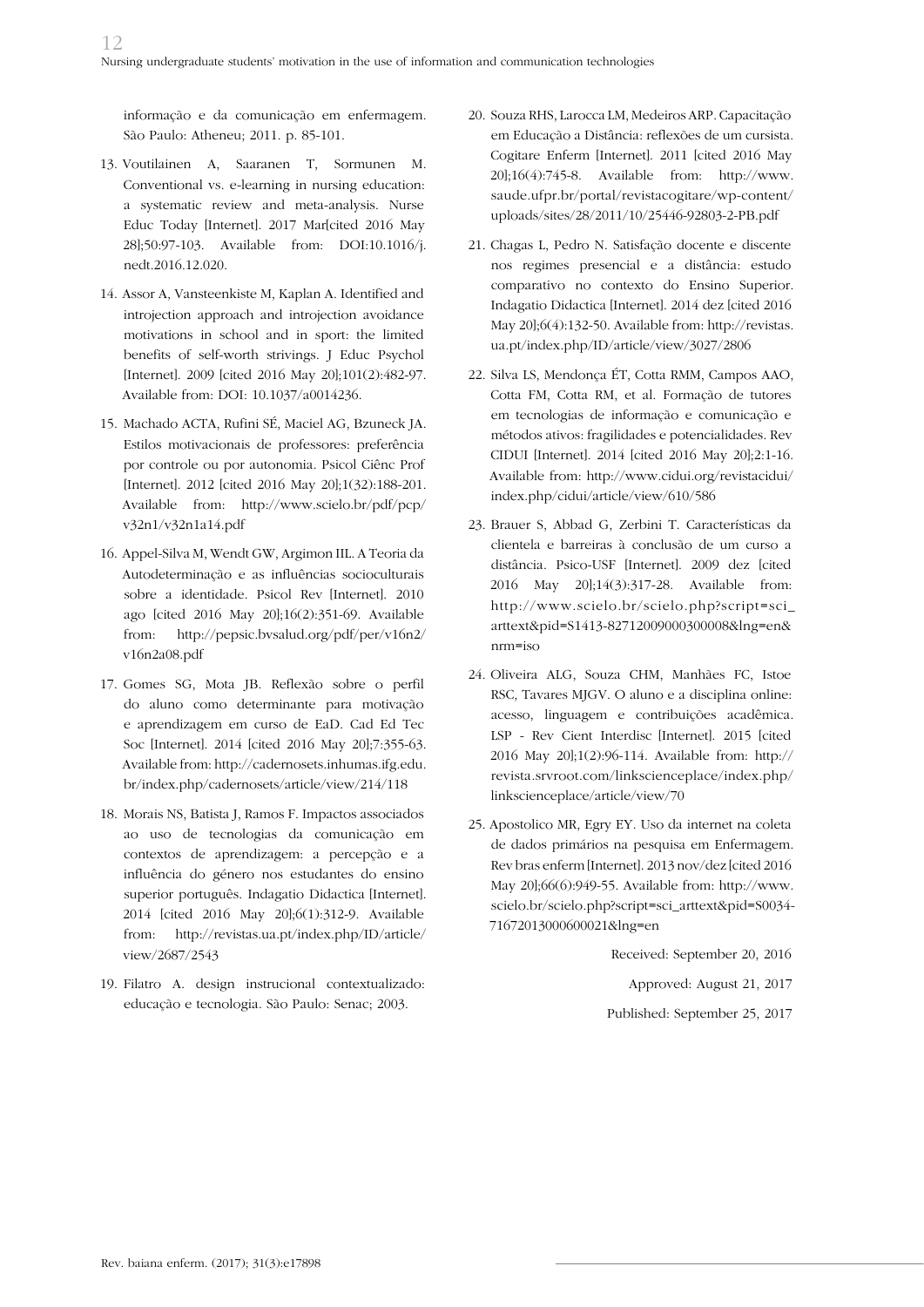informação e da comunicação em enfermagem. São Paulo: Atheneu; 2011. p. 85-101.

13. Voutilainen A, Saaranen T, Sormunen M. Conventional vs. e-learning in nursing education: a systematic review and meta-analysis. Nurse Educ Today [Internet]. 2017 Mar[cited 2016 May 28];50:97-103. Available from: DOI:10.1016/j.nedt.2016.12.020.

14. Assor A, Vansteenkiste M, Kaplan A. Identified and introjection approach and introjection avoidance motivations in school and in sport: the limited benefits of self-worth strivings. J Educ Psychol [Internet]. 2009 [cited 2016 May 20];101(2):482-97. Available from: DOI: 10.1037/a0014236.

15. Machado ACTA, Rufini SÉ, Maciel AG, Bzuneck JA. Estilos motivacionais de professores: preferência por controle ou por autonomia. Psicol Ciênc Prof [Internet]. 2012 [cited 2016 May 20];1(32):188-201. Available from: http://www.scielo.br/pdf/pcp/v32n1/v32n1a14.pdf

16. Appel-Silva M, Wendt GW, Argimon IIL. A Teoria da Autodeterminação e as influências socioculturais sobre a identidade. Psicol Rev [Internet]. 2010 ago [cited 2016 May 20];16(2):351-69. Available from: http://pepsic.bvsalud.org/pdf/per/v16n2/v16n2a08.pdf

17. Gomes SG, Mota JB. Reflexão sobre o perfil do aluno como determinante para motivação e aprendizagem em curso de EaD. Cad Ed Tec Soc [Internet]. 2014 [cited 2016 May 20];7:355-63. Available from: http://cadernosets.inhumas.ifg.edu.br/index.php/cadernosets/article/view/214/118

18. Morais NS, Batista J, Ramos F. Impactos associados ao uso de tecnologias da comunicação em contextos de aprendizagem: a percepção e a influência do género nos estudantes do ensino superior português. Indagatio Didactica [Internet]. 2014 [cited 2016 May 20];6(1):312-9. Available from: http://revistas.ua.pt/index.php/ID/article/view/2687/2543

19. Filatro A. design instrucional contextualizado: educação e tecnologia. São Paulo: Senac; 2003.

20. Souza RHS, Larocca LM, Medeiros ARP. Capacitação em Educação a Distância: reflexões de um cursista. Cogitare Enferm [Internet]. 2011 [cited 2016 May 20];16(4):745-8. Available from: http://www.saude.ufpr.br/portal/revistacogitare/wp-content/uploads/sites/28/2011/10/25446-92803-2-PB.pdf

21. Chagas L, Pedro N. Satisfação docente e discente nos regimes presencial e a distância: estudo comparativo no contexto do Ensino Superior. Indagatio Didactica [Internet]. 2014 dez [cited 2016 May 20];6(4):132-50. Available from: http://revistas.ua.pt/index.php/ID/article/view/3027/2806

22. Silva LS, Mendonça ÉT, Cotta RMM, Campos AAO, Cotta FM, Cotta RM, et al. Formação de tutores em tecnologias de informação e comunicação e métodos ativos: fragilidades e potencialidades. Rev CIDUI [Internet]. 2014 [cited 2016 May 20];2:1-16. Available from: http://www.cidui.org/revistacidui/index.php/cidui/article/view/610/586

23. Brauer S, Abbad G, Zerbini T. Características da clientela e barreiras à conclusão de um curso a distância. Psico-USF [Internet]. 2009 dez [cited 2016 May 20];14(3):317-28. Available from: http://www.scielo.br/scielo.php?script=sci_arttext&pid=S1413-82712009000300008&lng=en&nrm=iso

24. Oliveira ALG, Souza CHM, Manhães FC, Istoe RSC, Tavares MJGV. O aluno e a disciplina online: acesso, linguagem e contribuições acadêmica. LSP - Rev Cient Interdisc [Internet]. 2015 [cited 2016 May 20];1(2):96-114. Available from: http://revista.srvroot.com/linkscienceplace/index.php/linkscienceplace/article/view/70

25. Apostolico MR, Egry EY. Uso da internet na coleta de dados primários na pesquisa em Enfermagem. Rev bras enferm [Internet]. 2013 nov/dez [cited 2016 May 20];66(6):949-55. Available from: http://www.scielo.br/scielo.php?script=sci_arttext&pid=S0034-71672013000600021&lng=en

Received: September 20, 2016

Approved: August 21, 2017

Published: September 25, 2017